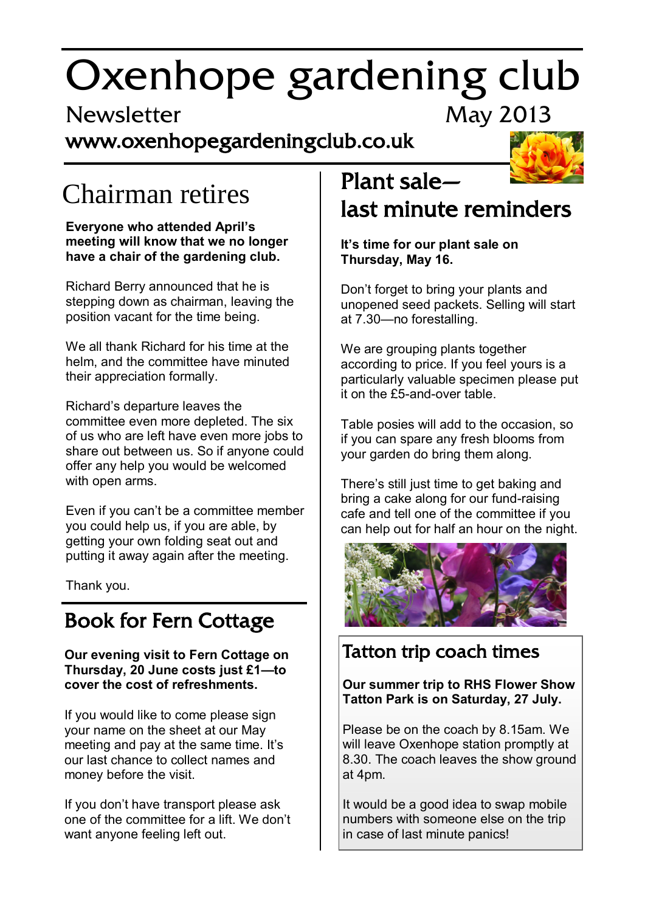# Oxenhope gardening club

Newsletter May 2013

www.oxenhopegardeningclub.co.uk

## Chairman retires

**Everyone who attended April's meeting will know that we no longer have a chair of the gardening club.**

Richard Berry announced that he is stepping down as chairman, leaving the position vacant for the time being.

We all thank Richard for his time at the helm, and the committee have minuted their appreciation formally.

Richard's departure leaves the committee even more depleted. The six of us who are left have even more jobs to share out between us. So if anyone could offer any help you would be welcomed with open arms.

Even if you can't be a committee member you could help us, if you are able, by getting your own folding seat out and putting it away again after the meeting.

Thank you.

## Book for Fern Cottage

**Our evening visit to Fern Cottage on Thursday, 20 June costs just £1—to cover the cost of refreshments.**

If you would like to come please sign your name on the sheet at our May meeting and pay at the same time. It's our last chance to collect names and money before the visit.

If you don't have transport please ask one of the committee for a lift. We don't want anyone feeling left out.

## Plant sale— last minute reminders

**It's time for our plant sale on Thursday, May 16.**

Don't forget to bring your plants and unopened seed packets. Selling will start at 7.30—no forestalling.

We are grouping plants together according to price. If you feel yours is a particularly valuable specimen please put it on the £5-and-over table.

Table posies will add to the occasion, so if you can spare any fresh blooms from your garden do bring them along.

There's still just time to get baking and bring a cake along for our fund-raising cafe and tell one of the committee if you can help out for half an hour on the night.

## Tatton trip coach times

**Our summer trip to RHS Flower Show Tatton Park is on Saturday, 27 July.**

Please be on the coach by 8.15am. We will leave Oxenhope station promptly at 8.30. The coach leaves the show ground at 4pm.

It would be a good idea to swap mobile numbers with someone else on the trip in case of last minute panics!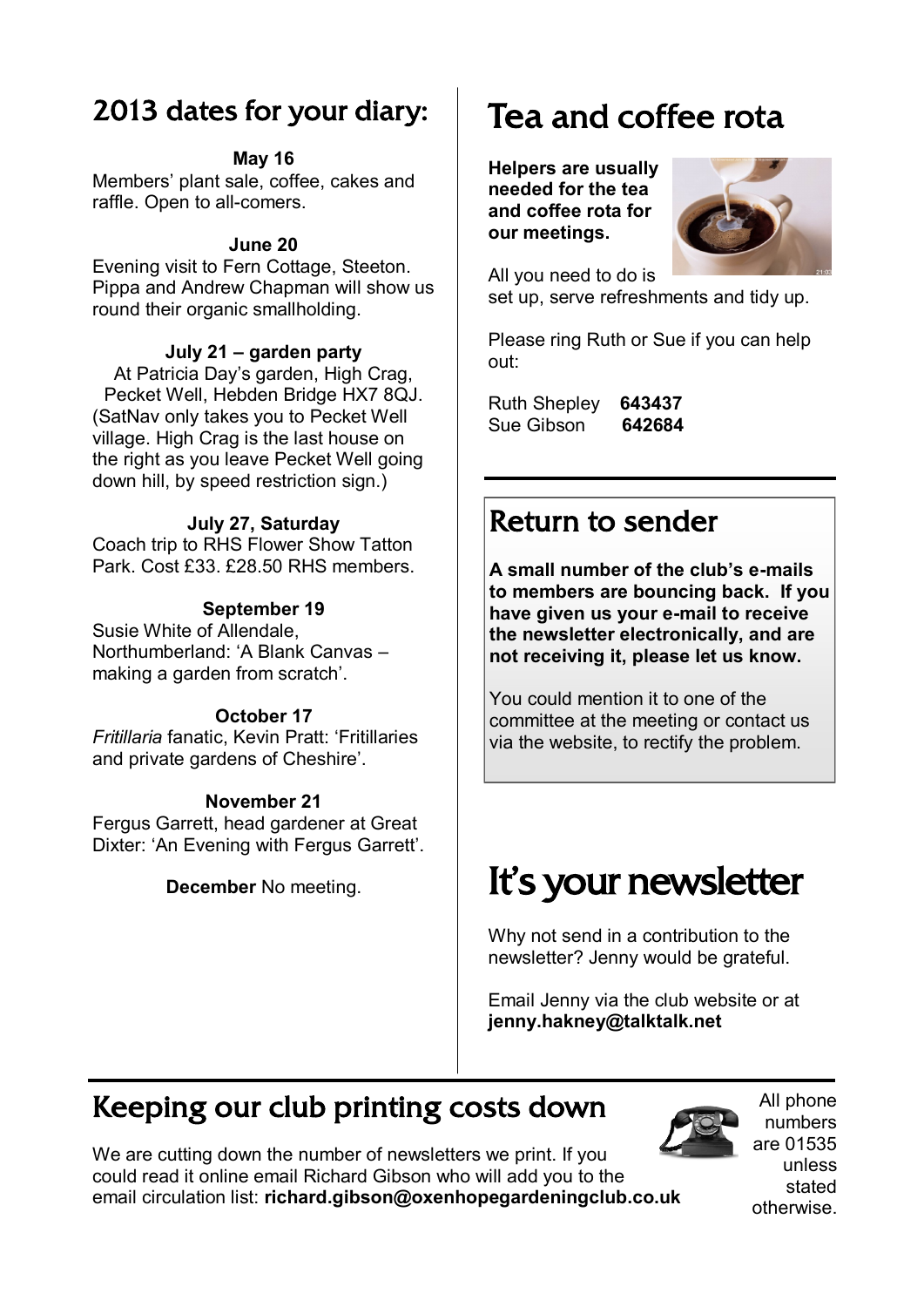## 2013 dates for your diary:

**May 16**

Members' plant sale, coffee, cakes and raffle. Open to all-comers.

**June 20**

Evening visit to Fern Cottage, Steeton. Pippa and Andrew Chapman will show us round their organic smallholding.

**July 21 – garden party**

At Patricia Day's garden, High Crag, Pecket Well, Hebden Bridge HX7 8QJ. (SatNav only takes you to Pecket Well village. High Crag is the last house on the right as you leave Pecket Well going down hill, by speed restriction sign.)

**July 27, Saturday**

Coach trip to RHS Flower Show Tatton Park. Cost £33. £28.50 RHS members.

**September 19**

Susie White of Allendale, Northumberland: 'A Blank Canvas – making a garden from scratch'.

**October 17**

*Fritillaria* fanatic, Kevin Pratt: 'Fritillaries and private gardens of Cheshire'.

**November 21**

Fergus Garrett, head gardener at Great Dixter: 'An Evening with Fergus Garrett'.

**December** No meeting.

# Tea and coffee rota

**Helpers are usually needed for the tea and coffee rota for our meetings.**

All you need to do is set up, serve refreshments and tidy up.

Please ring Ruth or Sue if you can help out:

Ruth Shepley **643437**
Sue Gibson **642684**

## Return to sender

**A small number of the club's e-mails to members are bouncing back. If you have given us your e-mail to receive the newsletter electronically, and are not receiving it, please let us know.**

You could mention it to one of the committee at the meeting or contact us via the website, to rectify the problem.

# It's your newsletter

Why not send in a contribution to the newsletter? Jenny would be grateful.

Email Jenny via the club website or at **jenny.hakney@talktalk.net**

## Keeping our club printing costs down

We are cutting down the number of newsletters we print. If you could read it online email Richard Gibson who will add you to the email circulation list: **richard.gibson@oxenhopegardeningclub.co.uk**

All phone numbers are 01535 unless stated otherwise.